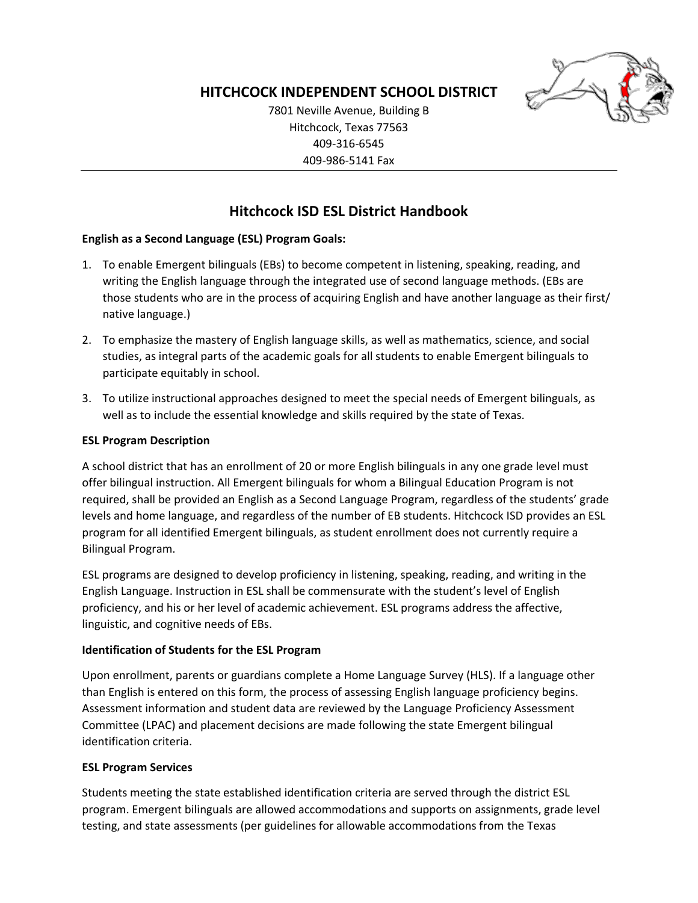# HITCHCOCK INDEPENDENT SCHOOL DISTRICT

7801 Neville Avenue, Building B
Hitchcock, Texas 77563
409-316-6545
409-986-5141 Fax

---

## Hitchcock ISD ESL District Handbook

**English as a Second Language (ESL) Program Goals:**

1. To enable Emergent bilinguals (EBs) to become competent in listening, speaking, reading, and writing the English language through the integrated use of second language methods. (EBs are those students who are in the process of acquiring English and have another language as their first/ native language.)
2. To emphasize the mastery of English language skills, as well as mathematics, science, and social studies, as integral parts of the academic goals for all students to enable Emergent bilinguals to participate equitably in school.
3. To utilize instructional approaches designed to meet the special needs of Emergent bilinguals, as well as to include the essential knowledge and skills required by the state of Texas.

**ESL Program Description**

A school district that has an enrollment of 20 or more English bilinguals in any one grade level must offer bilingual instruction. All Emergent bilinguals for whom a Bilingual Education Program is not required, shall be provided an English as a Second Language Program, regardless of the students' grade levels and home language, and regardless of the number of EB students. Hitchcock ISD provides an ESL program for all identified Emergent bilinguals, as student enrollment does not currently require a Bilingual Program.

ESL programs are designed to develop proficiency in listening, speaking, reading, and writing in the English Language. Instruction in ESL shall be commensurate with the student's level of English proficiency, and his or her level of academic achievement. ESL programs address the affective, linguistic, and cognitive needs of EBs.

**Identification of Students for the ESL Program**

Upon enrollment, parents or guardians complete a Home Language Survey (HLS). If a language other than English is entered on this form, the process of assessing English language proficiency begins. Assessment information and student data are reviewed by the Language Proficiency Assessment Committee (LPAC) and placement decisions are made following the state Emergent bilingual identification criteria.

**ESL Program Services**

Students meeting the state established identification criteria are served through the district ESL program. Emergent bilinguals are allowed accommodations and supports on assignments, grade level testing, and state assessments (per guidelines for allowable accommodations from the Texas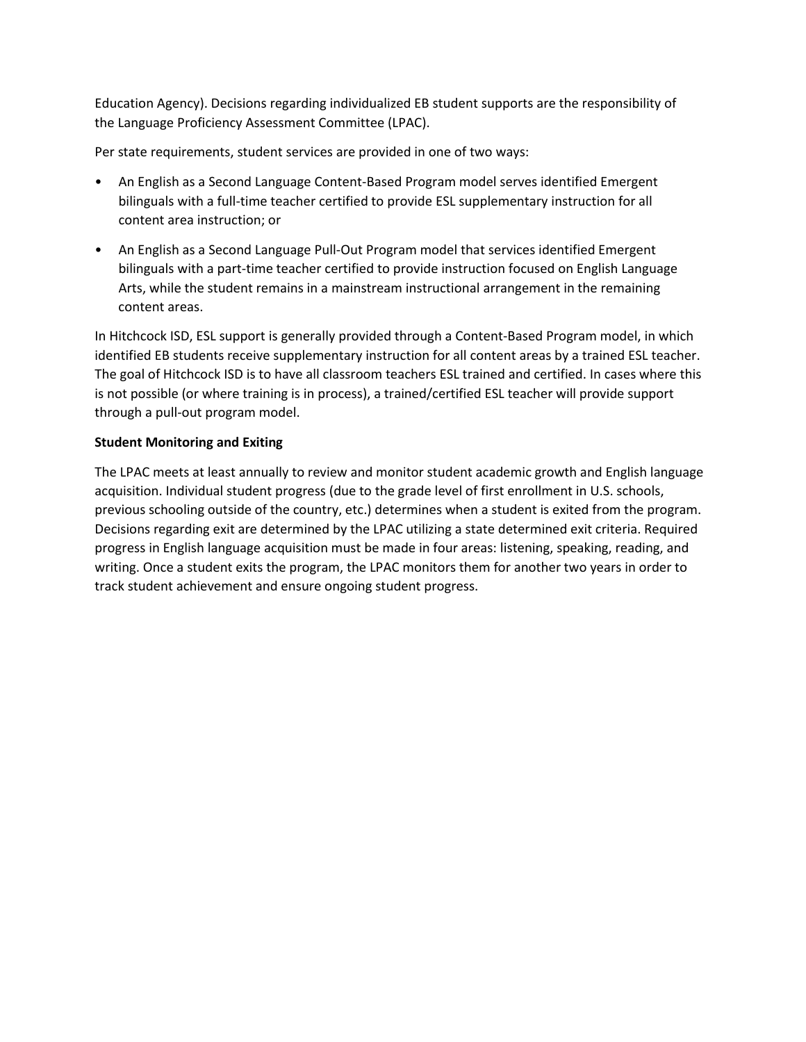Education Agency). Decisions regarding individualized EB student supports are the responsibility of the Language Proficiency Assessment Committee (LPAC).

Per state requirements, student services are provided in one of two ways:

- An English as a Second Language Content-Based Program model serves identified Emergent bilinguals with a full-time teacher certified to provide ESL supplementary instruction for all content area instruction; or
- An English as a Second Language Pull-Out Program model that services identified Emergent bilinguals with a part-time teacher certified to provide instruction focused on English Language Arts, while the student remains in a mainstream instructional arrangement in the remaining content areas.

In Hitchcock ISD, ESL support is generally provided through a Content-Based Program model, in which identified EB students receive supplementary instruction for all content areas by a trained ESL teacher. The goal of Hitchcock ISD is to have all classroom teachers ESL trained and certified. In cases where this is not possible (or where training is in process), a trained/certified ESL teacher will provide support through a pull-out program model.

**Student Monitoring and Exiting**

The LPAC meets at least annually to review and monitor student academic growth and English language acquisition. Individual student progress (due to the grade level of first enrollment in U.S. schools, previous schooling outside of the country, etc.) determines when a student is exited from the program. Decisions regarding exit are determined by the LPAC utilizing a state determined exit criteria. Required progress in English language acquisition must be made in four areas: listening, speaking, reading, and writing. Once a student exits the program, the LPAC monitors them for another two years in order to track student achievement and ensure ongoing student progress.